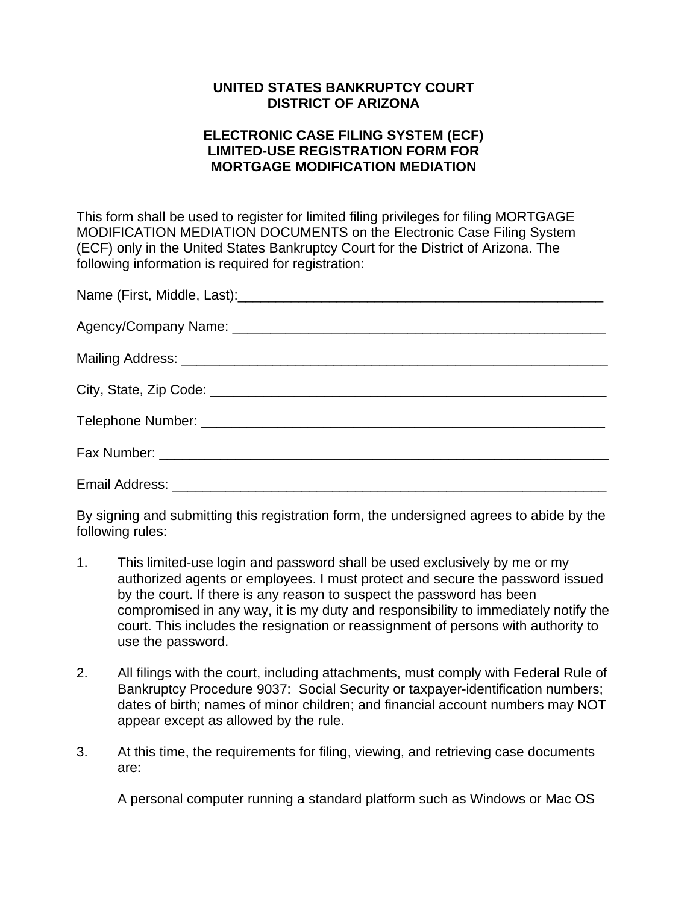**UNITED STATES BANKRUPTCY COURT**
**DISTRICT OF ARIZONA**

**ELECTRONIC CASE FILING SYSTEM (ECF)**
**LIMITED-USE REGISTRATION FORM FOR**
**MORTGAGE MODIFICATION MEDIATION**

This form shall be used to register for limited filing privileges for filing MORTGAGE MODIFICATION MEDIATION DOCUMENTS on the Electronic Case Filing System (ECF) only in the United States Bankruptcy Court for the District of Arizona. The following information is required for registration:

Name (First, Middle, Last):_________________________________________________

Agency/Company Name: ___________________________________________________

Mailing Address: _______________________________________________________

City, State, Zip Code: ___________________________________________________

Telephone Number: _____________________________________________________

Fax Number: __________________________________________________________

Email Address: ________________________________________________________

By signing and submitting this registration form, the undersigned agrees to abide by the following rules:

1. This limited-use login and password shall be used exclusively by me or my authorized agents or employees. I must protect and secure the password issued by the court. If there is any reason to suspect the password has been compromised in any way, it is my duty and responsibility to immediately notify the court. This includes the resignation or reassignment of persons with authority to use the password.

2. All filings with the court, including attachments, must comply with Federal Rule of Bankruptcy Procedure 9037: Social Security or taxpayer-identification numbers; dates of birth; names of minor children; and financial account numbers may NOT appear except as allowed by the rule.

3. At this time, the requirements for filing, viewing, and retrieving case documents are:

   A personal computer running a standard platform such as Windows or Mac OS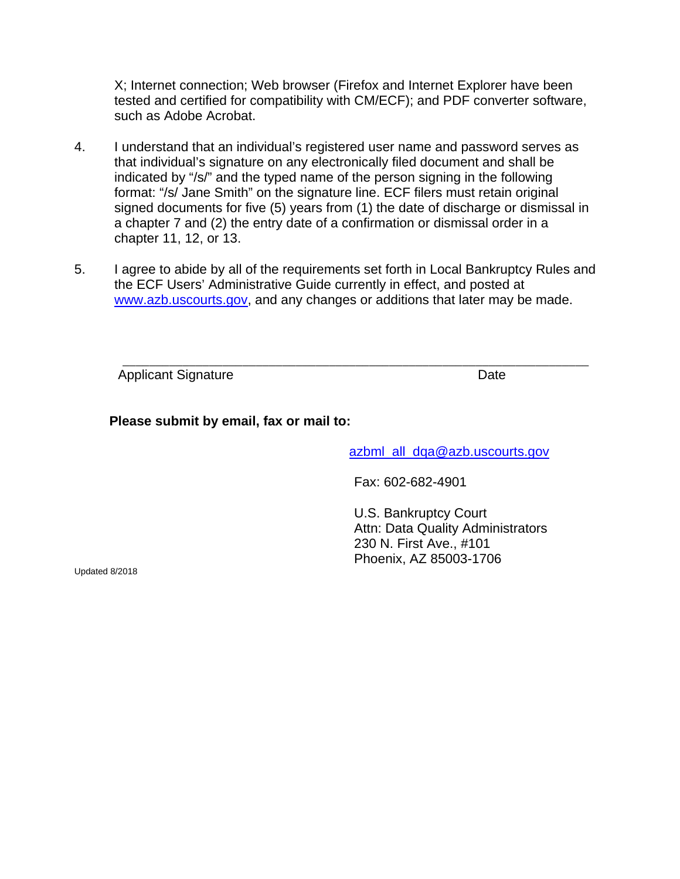X; Internet connection; Web browser (Firefox and Internet Explorer have been tested and certified for compatibility with CM/ECF); and PDF converter software, such as Adobe Acrobat.

4. I understand that an individual's registered user name and password serves as that individual's signature on any electronically filed document and shall be indicated by "/s/" and the typed name of the person signing in the following format: "/s/ Jane Smith" on the signature line. ECF filers must retain original signed documents for five (5) years from (1) the date of discharge or dismissal in a chapter 7 and (2) the entry date of a confirmation or dismissal order in a chapter 11, 12, or 13.

5. I agree to abide by all of the requirements set forth in Local Bankruptcy Rules and the ECF Users' Administrative Guide currently in effect, and posted at www.azb.uscourts.gov, and any changes or additions that later may be made.

\_\_\_\_\_\_\_\_\_\_\_\_\_\_\_\_\_\_\_\_\_\_\_\_\_\_\_\_\_\_\_\_\_\_\_\_\_\_\_\_\_\_\_\_\_\_\_\_\_\_\_\_\_\_\_\_\_\_\_\_

Applicant Signature                                                  Date

**Please submit by email, fax or mail to:**

azbml_all_dqa@azb.uscourts.gov

Fax: 602-682-4901

U.S. Bankruptcy Court
Attn: Data Quality Administrators
230 N. First Ave., #101
Phoenix, AZ 85003-1706

Updated 8/2018